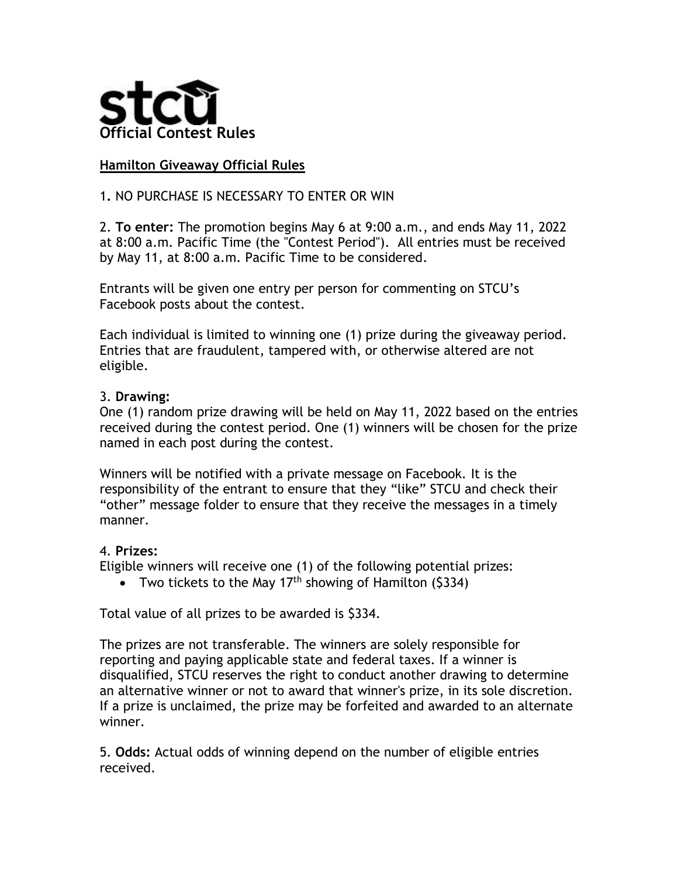# stcu

# Official Contest Rules

**Hamilton Giveaway Official Rules**

1. NO PURCHASE IS NECESSARY TO ENTER OR WIN

2. **To enter:** The promotion begins May 6 at 9:00 a.m., and ends May 11, 2022 at 8:00 a.m. Pacific Time (the "Contest Period"). All entries must be received by May 11, at 8:00 a.m. Pacific Time to be considered.

Entrants will be given one entry per person for commenting on STCU's Facebook posts about the contest.

Each individual is limited to winning one (1) prize during the giveaway period. Entries that are fraudulent, tampered with, or otherwise altered are not eligible.

3. **Drawing:**
One (1) random prize drawing will be held on May 11, 2022 based on the entries received during the contest period. One (1) winners will be chosen for the prize named in each post during the contest.

Winners will be notified with a private message on Facebook. It is the responsibility of the entrant to ensure that they "like" STCU and check their "other" message folder to ensure that they receive the messages in a timely manner.

4. **Prizes:**
Eligible winners will receive one (1) of the following potential prizes:

- Two tickets to the May 17th showing of Hamilton ($334)

Total value of all prizes to be awarded is $334.

The prizes are not transferable. The winners are solely responsible for reporting and paying applicable state and federal taxes. If a winner is disqualified, STCU reserves the right to conduct another drawing to determine an alternative winner or not to award that winner's prize, in its sole discretion. If a prize is unclaimed, the prize may be forfeited and awarded to an alternate winner.

5. **Odds:** Actual odds of winning depend on the number of eligible entries received.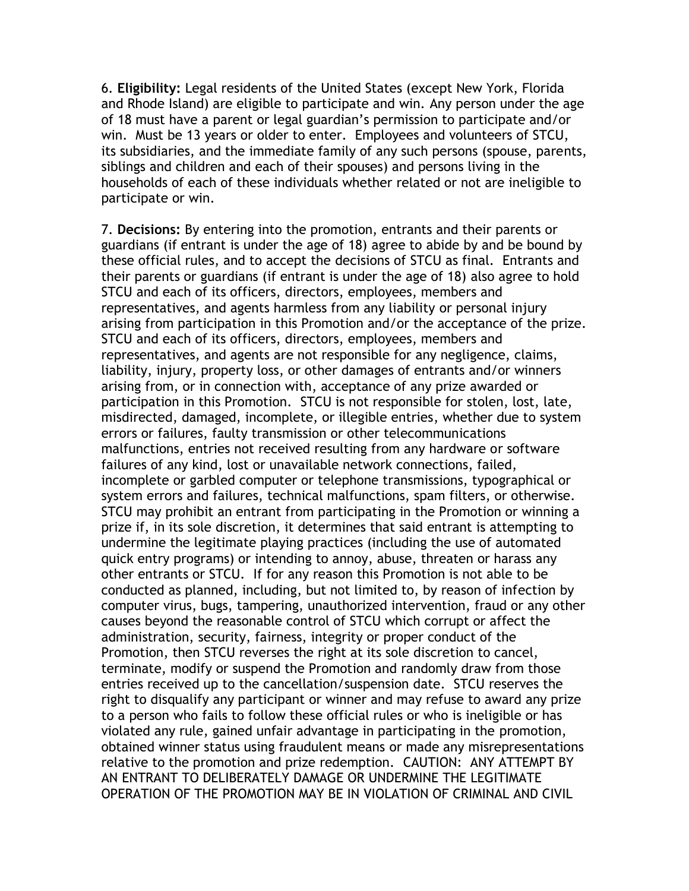6. **Eligibility:** Legal residents of the United States (except New York, Florida and Rhode Island) are eligible to participate and win. Any person under the age of 18 must have a parent or legal guardian's permission to participate and/or win. Must be 13 years or older to enter. Employees and volunteers of STCU, its subsidiaries, and the immediate family of any such persons (spouse, parents, siblings and children and each of their spouses) and persons living in the households of each of these individuals whether related or not are ineligible to participate or win.

7. **Decisions:** By entering into the promotion, entrants and their parents or guardians (if entrant is under the age of 18) agree to abide by and be bound by these official rules, and to accept the decisions of STCU as final. Entrants and their parents or guardians (if entrant is under the age of 18) also agree to hold STCU and each of its officers, directors, employees, members and representatives, and agents harmless from any liability or personal injury arising from participation in this Promotion and/or the acceptance of the prize. STCU and each of its officers, directors, employees, members and representatives, and agents are not responsible for any negligence, claims, liability, injury, property loss, or other damages of entrants and/or winners arising from, or in connection with, acceptance of any prize awarded or participation in this Promotion. STCU is not responsible for stolen, lost, late, misdirected, damaged, incomplete, or illegible entries, whether due to system errors or failures, faulty transmission or other telecommunications malfunctions, entries not received resulting from any hardware or software failures of any kind, lost or unavailable network connections, failed, incomplete or garbled computer or telephone transmissions, typographical or system errors and failures, technical malfunctions, spam filters, or otherwise. STCU may prohibit an entrant from participating in the Promotion or winning a prize if, in its sole discretion, it determines that said entrant is attempting to undermine the legitimate playing practices (including the use of automated quick entry programs) or intending to annoy, abuse, threaten or harass any other entrants or STCU. If for any reason this Promotion is not able to be conducted as planned, including, but not limited to, by reason of infection by computer virus, bugs, tampering, unauthorized intervention, fraud or any other causes beyond the reasonable control of STCU which corrupt or affect the administration, security, fairness, integrity or proper conduct of the Promotion, then STCU reverses the right at its sole discretion to cancel, terminate, modify or suspend the Promotion and randomly draw from those entries received up to the cancellation/suspension date. STCU reserves the right to disqualify any participant or winner and may refuse to award any prize to a person who fails to follow these official rules or who is ineligible or has violated any rule, gained unfair advantage in participating in the promotion, obtained winner status using fraudulent means or made any misrepresentations relative to the promotion and prize redemption. CAUTION: ANY ATTEMPT BY AN ENTRANT TO DELIBERATELY DAMAGE OR UNDERMINE THE LEGITIMATE OPERATION OF THE PROMOTION MAY BE IN VIOLATION OF CRIMINAL AND CIVIL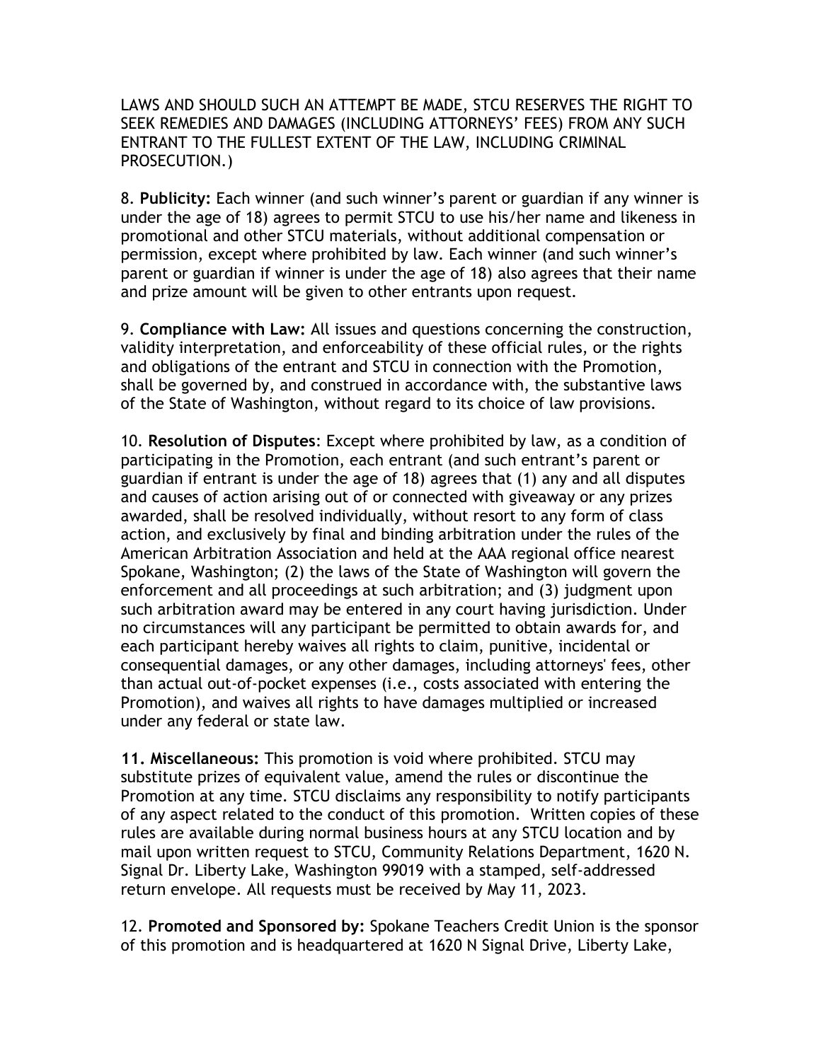LAWS AND SHOULD SUCH AN ATTEMPT BE MADE, STCU RESERVES THE RIGHT TO SEEK REMEDIES AND DAMAGES (INCLUDING ATTORNEYS' FEES) FROM ANY SUCH ENTRANT TO THE FULLEST EXTENT OF THE LAW, INCLUDING CRIMINAL PROSECUTION.)

8. **Publicity:** Each winner (and such winner's parent or guardian if any winner is under the age of 18) agrees to permit STCU to use his/her name and likeness in promotional and other STCU materials, without additional compensation or permission, except where prohibited by law. Each winner (and such winner's parent or guardian if winner is under the age of 18) also agrees that their name and prize amount will be given to other entrants upon request.

9. **Compliance with Law:** All issues and questions concerning the construction, validity interpretation, and enforceability of these official rules, or the rights and obligations of the entrant and STCU in connection with the Promotion, shall be governed by, and construed in accordance with, the substantive laws of the State of Washington, without regard to its choice of law provisions.

10. **Resolution of Disputes**: Except where prohibited by law, as a condition of participating in the Promotion, each entrant (and such entrant's parent or guardian if entrant is under the age of 18) agrees that (1) any and all disputes and causes of action arising out of or connected with giveaway or any prizes awarded, shall be resolved individually, without resort to any form of class action, and exclusively by final and binding arbitration under the rules of the American Arbitration Association and held at the AAA regional office nearest Spokane, Washington; (2) the laws of the State of Washington will govern the enforcement and all proceedings at such arbitration; and (3) judgment upon such arbitration award may be entered in any court having jurisdiction. Under no circumstances will any participant be permitted to obtain awards for, and each participant hereby waives all rights to claim, punitive, incidental or consequential damages, or any other damages, including attorneys' fees, other than actual out-of-pocket expenses (i.e., costs associated with entering the Promotion), and waives all rights to have damages multiplied or increased under any federal or state law.

**11. Miscellaneous:** This promotion is void where prohibited. STCU may substitute prizes of equivalent value, amend the rules or discontinue the Promotion at any time. STCU disclaims any responsibility to notify participants of any aspect related to the conduct of this promotion. Written copies of these rules are available during normal business hours at any STCU location and by mail upon written request to STCU, Community Relations Department, 1620 N. Signal Dr. Liberty Lake, Washington 99019 with a stamped, self-addressed return envelope. All requests must be received by May 11, 2023.

12. **Promoted and Sponsored by:** Spokane Teachers Credit Union is the sponsor of this promotion and is headquartered at 1620 N Signal Drive, Liberty Lake,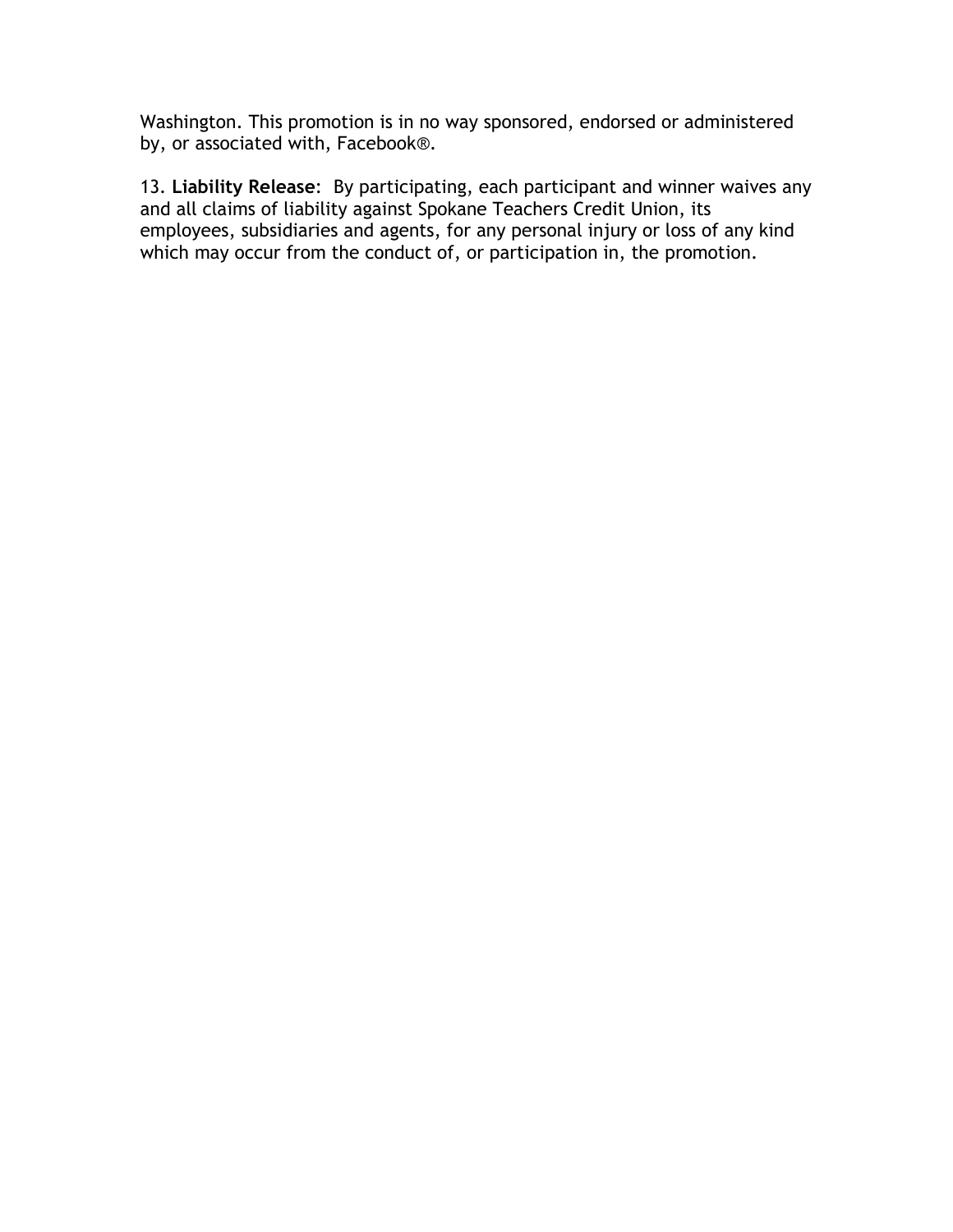Washington. This promotion is in no way sponsored, endorsed or administered by, or associated with, Facebook®.

13. **Liability Release**: By participating, each participant and winner waives any and all claims of liability against Spokane Teachers Credit Union, its employees, subsidiaries and agents, for any personal injury or loss of any kind which may occur from the conduct of, or participation in, the promotion.